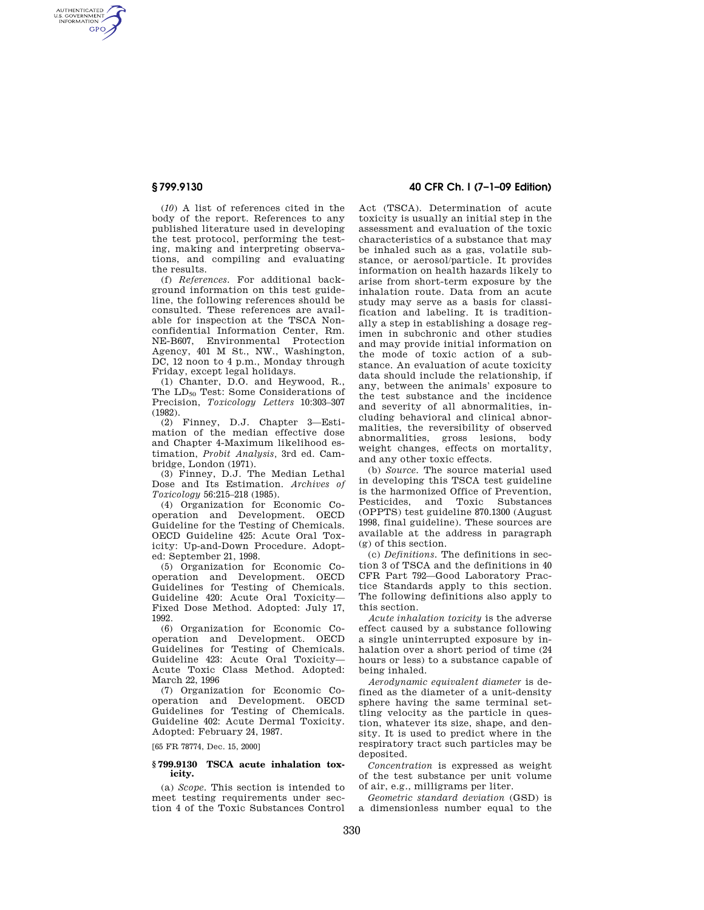(*10*) A list of references cited in the body of the report. References to any published literature used in developing the test protocol, performing the testing, making and interpreting observations, and compiling and evaluating the results.

(f) *References.* For additional background information on this test guideline, the following references should be consulted. These references are available for inspection at the TSCA Nonconfidential Information Center, Rm. NE-B607, Environmental Protection Agency, 401 M St., NW., Washington, DC, 12 noon to 4 p.m., Monday through Friday, except legal holidays.

(1) Chanter, D.O. and Heywood, R., The $LD_{50}$ Test: Some Considerations of Precision, *Toxicology Letters* 10:303–307 (1982).

(2) Finney, D.J. Chapter 3—Estimation of the median effective dose and Chapter 4-Maximum likelihood estimation, *Probit Analysis,* 3rd ed. Cambridge, London (1971).

(3) Finney, D.J. The Median Lethal Dose and Its Estimation. *Archives of Toxicology* 56:215–218 (1985).

(4) Organization for Economic Cooperation and Development. OECD Guideline for the Testing of Chemicals. OECD Guideline 425: Acute Oral Toxicity: Up-and-Down Procedure. Adopted: September 21, 1998.

(5) Organization for Economic Cooperation and Development. OECD Guidelines for Testing of Chemicals. Guideline 420: Acute Oral Toxicity—Fixed Dose Method. Adopted: July 17, 1992.

(6) Organization for Economic Cooperation and Development. OECD Guidelines for Testing of Chemicals. Guideline 423: Acute Oral Toxicity—Acute Toxic Class Method. Adopted: March 22, 1996

(7) Organization for Economic Cooperation and Development. OECD Guidelines for Testing of Chemicals. Guideline 402: Acute Dermal Toxicity. Adopted: February 24, 1987.

[65 FR 78774, Dec. 15, 2000]

## § 799.9130 TSCA acute inhalation toxicity.

(a) *Scope.* This section is intended to meet testing requirements under section 4 of the Toxic Substances Control Act (TSCA). Determination of acute toxicity is usually an initial step in the assessment and evaluation of the toxic characteristics of a substance that may be inhaled such as a gas, volatile substance, or aerosol/particle. It provides information on health hazards likely to arise from short-term exposure by the inhalation route. Data from an acute study may serve as a basis for classification and labeling. It is traditionally a step in establishing a dosage regimen in subchronic and other studies and may provide initial information on the mode of toxic action of a substance. An evaluation of acute toxicity data should include the relationship, if any, between the animals' exposure to the test substance and the incidence and severity of all abnormalities, including behavioral and clinical abnormalities, the reversibility of observed abnormalities, gross lesions, body weight changes, effects on mortality, and any other toxic effects.

(b) *Source.* The source material used in developing this TSCA test guideline is the harmonized Office of Prevention, Pesticides, and Toxic Substances (OPPTS) test guideline 870.1300 (August 1998, final guideline). These sources are available at the address in paragraph (g) of this section.

(c) *Definitions.* The definitions in section 3 of TSCA and the definitions in 40 CFR Part 792—Good Laboratory Practice Standards apply to this section. The following definitions also apply to this section.

*Acute inhalation toxicity* is the adverse effect caused by a substance following a single uninterrupted exposure by inhalation over a short period of time (24 hours or less) to a substance capable of being inhaled.

*Aerodynamic equivalent diameter* is defined as the diameter of a unit-density sphere having the same terminal settling velocity as the particle in question, whatever its size, shape, and density. It is used to predict where in the respiratory tract such particles may be deposited.

*Concentration* is expressed as weight of the test substance per unit volume of air, e.g., milligrams per liter.

*Geometric standard deviation* (GSD) is a dimensionless number equal to the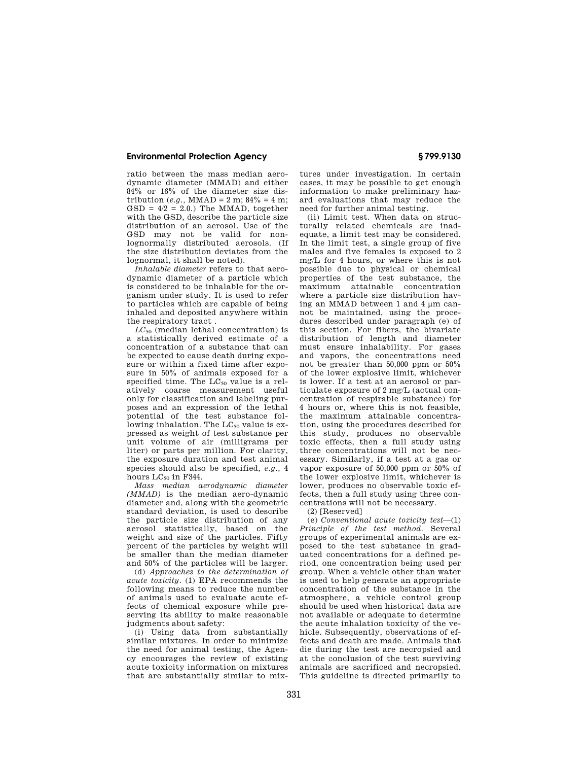ratio between the mass median aerodynamic diameter (MMAD) and either 84% or 16% of the diameter size distribution (*e.g.*, MMAD = 2 m; 84% = 4 m; GSD = 4/2 = 2.0.) The MMAD, together with the GSD, describe the particle size distribution of an aerosol. Use of the GSD may not be valid for nonlognormally distributed aerosols. (If the size distribution deviates from the lognormal, it shall be noted).

*Inhalable diameter* refers to that aerodynamic diameter of a particle which is considered to be inhalable for the organism under study. It is used to refer to particles which are capable of being inhaled and deposited anywhere within the respiratory tract .

*$LC_{50}$* (median lethal concentration) is a statistically derived estimate of a concentration of a substance that can be expected to cause death during exposure or within a fixed time after exposure in 50% of animals exposed for a specified time. The $LC_{50}$ value is a relatively coarse measurement useful only for classification and labeling purposes and an expression of the lethal potential of the test substance following inhalation. The $LC_{50}$ value is expressed as weight of test substance per unit volume of air (milligrams per liter) or parts per million. For clarity, the exposure duration and test animal species should also be specified, *e.g.*, 4 hours $LC_{50}$ in F344.

*Mass median aerodynamic diameter (MMAD)* is the median aero-dynamic diameter and, along with the geometric standard deviation, is used to describe the particle size distribution of any aerosol statistically, based on the weight and size of the particles. Fifty percent of the particles by weight will be smaller than the median diameter and 50% of the particles will be larger.

(d) *Approaches to the determination of acute toxicity*. (1) EPA recommends the following means to reduce the number of animals used to evaluate acute effects of chemical exposure while preserving its ability to make reasonable judgments about safety:

(i) Using data from substantially similar mixtures. In order to minimize the need for animal testing, the Agency encourages the review of existing acute toxicity information on mixtures that are substantially similar to mixtures under investigation. In certain cases, it may be possible to get enough information to make preliminary hazard evaluations that may reduce the need for further animal testing.

(ii) Limit test. When data on structurally related chemicals are inadequate, a limit test may be considered. In the limit test, a single group of five males and five females is exposed to 2 mg/L for 4 hours, or where this is not possible due to physical or chemical properties of the test substance, the maximum attainable concentration where a particle size distribution having an MMAD between 1 and 4 µm cannot be maintained, using the procedures described under paragraph (e) of this section. For fibers, the bivariate distribution of length and diameter must ensure inhalability. For gases and vapors, the concentrations need not be greater than 50,000 ppm or 50% of the lower explosive limit, whichever is lower. If a test at an aerosol or particulate exposure of 2 mg/L (actual concentration of respirable substance) for 4 hours or, where this is not feasible, the maximum attainable concentration, using the procedures described for this study, produces no observable toxic effects, then a full study using three concentrations will not be necessary. Similarly, if a test at a gas or vapor exposure of 50,000 ppm or 50% of the lower explosive limit, whichever is lower, produces no observable toxic effects, then a full study using three concentrations will not be necessary.

(2) [Reserved]

(e) *Conventional acute toxicity test*—(1) *Principle of the test method*. Several groups of experimental animals are exposed to the test substance in graduated concentrations for a defined period, one concentration being used per group. When a vehicle other than water is used to help generate an appropriate concentration of the substance in the atmosphere, a vehicle control group should be used when historical data are not available or adequate to determine the acute inhalation toxicity of the vehicle. Subsequently, observations of effects and death are made. Animals that die during the test are necropsied and at the conclusion of the test surviving animals are sacrificed and necropsied. This guideline is directed primarily to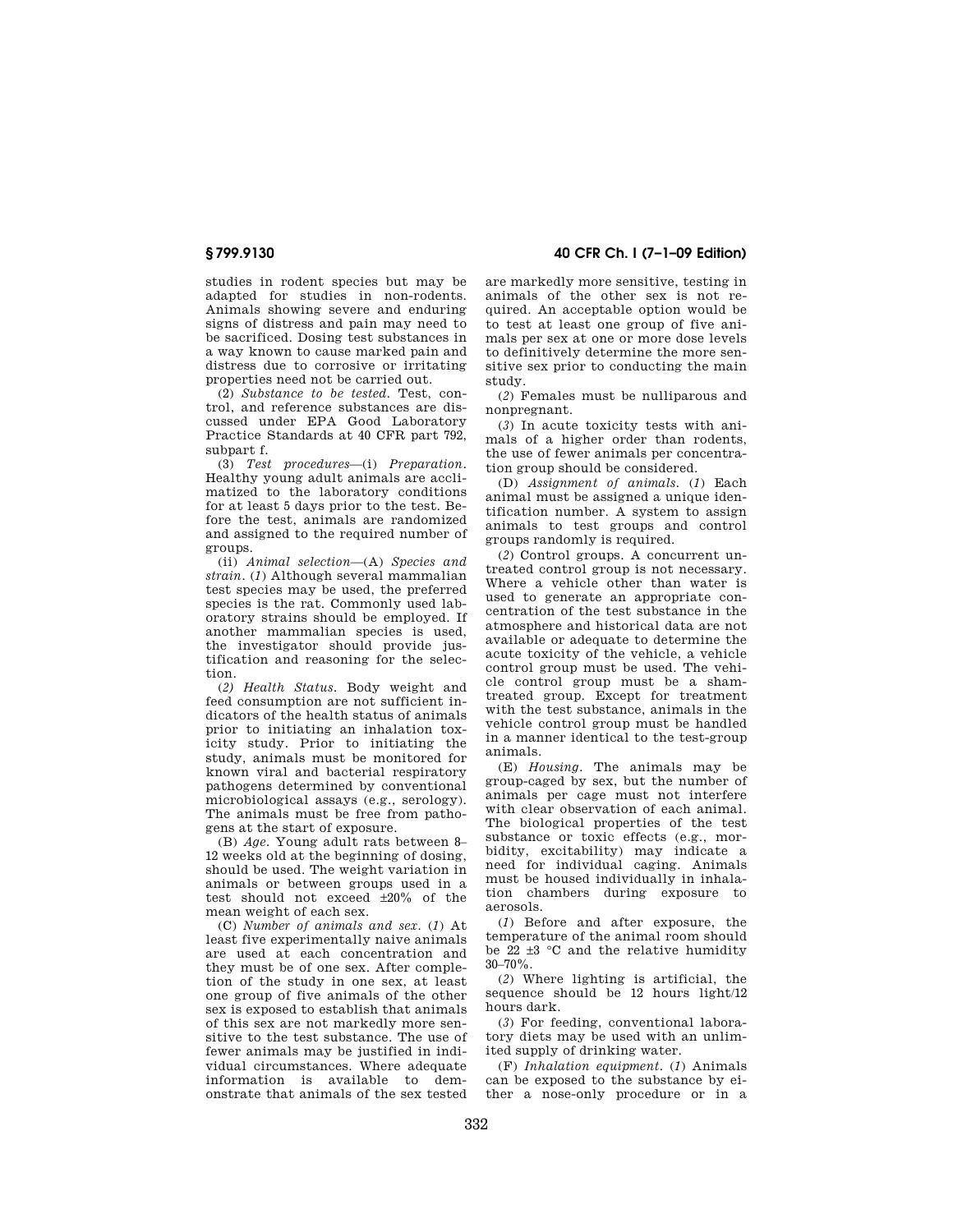studies in rodent species but may be adapted for studies in non-rodents. Animals showing severe and enduring signs of distress and pain may need to be sacrificed. Dosing test substances in a way known to cause marked pain and distress due to corrosive or irritating properties need not be carried out.

(2) *Substance to be tested.* Test, control, and reference substances are discussed under EPA Good Laboratory Practice Standards at 40 CFR part 792, subpart f.

(3) *Test procedures*—(i) *Preparation.* Healthy young adult animals are acclimatized to the laboratory conditions for at least 5 days prior to the test. Before the test, animals are randomized and assigned to the required number of groups.

(ii) *Animal selection*—(A) *Species and strain.* (*1*) Although several mammalian test species may be used, the preferred species is the rat. Commonly used laboratory strains should be employed. If another mammalian species is used, the investigator should provide justification and reasoning for the selection.

(*2*) *Health Status.* Body weight and feed consumption are not sufficient indicators of the health status of animals prior to initiating an inhalation toxicity study. Prior to initiating the study, animals must be monitored for known viral and bacterial respiratory pathogens determined by conventional microbiological assays (e.g., serology). The animals must be free from pathogens at the start of exposure.

(B) *Age.* Young adult rats between 8–12 weeks old at the beginning of dosing, should be used. The weight variation in animals or between groups used in a test should not exceed ±20% of the mean weight of each sex.

(C) *Number of animals and sex.* (*1*) At least five experimentally naive animals are used at each concentration and they must be of one sex. After completion of the study in one sex, at least one group of five animals of the other sex is exposed to establish that animals of this sex are not markedly more sensitive to the test substance. The use of fewer animals may be justified in individual circumstances. Where adequate information is available to demonstrate that animals of the sex tested are markedly more sensitive, testing in animals of the other sex is not required. An acceptable option would be to test at least one group of five animals per sex at one or more dose levels to definitively determine the more sensitive sex prior to conducting the main study.

(*2*) Females must be nulliparous and nonpregnant.

(*3*) In acute toxicity tests with animals of a higher order than rodents, the use of fewer animals per concentration group should be considered.

(D) *Assignment of animals.* (*1*) Each animal must be assigned a unique identification number. A system to assign animals to test groups and control groups randomly is required.

(*2*) Control groups. A concurrent untreated control group is not necessary. Where a vehicle other than water is used to generate an appropriate concentration of the test substance in the atmosphere and historical data are not available or adequate to determine the acute toxicity of the vehicle, a vehicle control group must be used. The vehicle control group must be a sham-treated group. Except for treatment with the test substance, animals in the vehicle control group must be handled in a manner identical to the test-group animals.

(E) *Housing.* The animals may be group-caged by sex, but the number of animals per cage must not interfere with clear observation of each animal. The biological properties of the test substance or toxic effects (e.g., morbidity, excitability) may indicate a need for individual caging. Animals must be housed individually in inhalation chambers during exposure to aerosols.

(*1*) Before and after exposure, the temperature of the animal room should be 22 ±3 °C and the relative humidity 30–70%.

(*2*) Where lighting is artificial, the sequence should be 12 hours light/12 hours dark.

(*3*) For feeding, conventional laboratory diets may be used with an unlimited supply of drinking water.

(F) *Inhalation equipment.* (*1*) Animals can be exposed to the substance by either a nose-only procedure or in a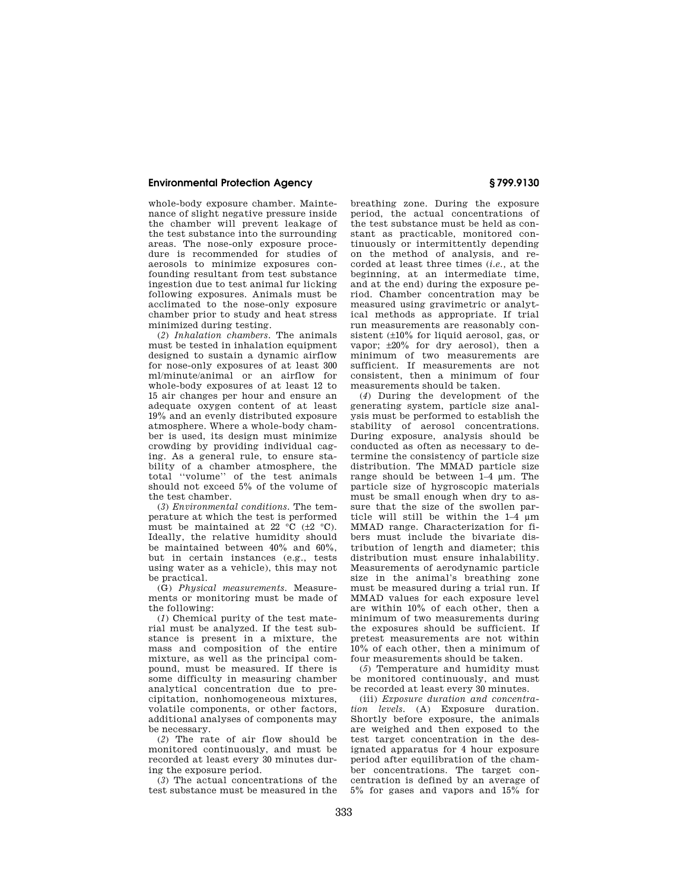whole-body exposure chamber. Maintenance of slight negative pressure inside the chamber will prevent leakage of the test substance into the surrounding areas. The nose-only exposure procedure is recommended for studies of aerosols to minimize exposures confounding resultant from test substance ingestion due to test animal fur licking following exposures. Animals must be acclimated to the nose-only exposure chamber prior to study and heat stress minimized during testing.

(*2*) *Inhalation chambers.* The animals must be tested in inhalation equipment designed to sustain a dynamic airflow for nose-only exposures of at least 300 ml/minute/animal or an airflow for whole-body exposures of at least 12 to 15 air changes per hour and ensure an adequate oxygen content of at least 19% and an evenly distributed exposure atmosphere. Where a whole-body chamber is used, its design must minimize crowding by providing individual caging. As a general rule, to ensure stability of a chamber atmosphere, the total "volume" of the test animals should not exceed 5% of the volume of the test chamber.

(*3*) *Environmental conditions.* The temperature at which the test is performed must be maintained at 22 °C (±2 °C). Ideally, the relative humidity should be maintained between 40% and 60%, but in certain instances (e.g., tests using water as a vehicle), this may not be practical.

(G) *Physical measurements.* Measurements or monitoring must be made of the following:

(*1*) Chemical purity of the test material must be analyzed. If the test substance is present in a mixture, the mass and composition of the entire mixture, as well as the principal compound, must be measured. If there is some difficulty in measuring chamber analytical concentration due to precipitation, nonhomogeneous mixtures, volatile components, or other factors, additional analyses of components may be necessary.

(*2*) The rate of air flow should be monitored continuously, and must be recorded at least every 30 minutes during the exposure period.

(*3*) The actual concentrations of the test substance must be measured in the breathing zone. During the exposure period, the actual concentrations of the test substance must be held as constant as practicable, monitored continuously or intermittently depending on the method of analysis, and recorded at least three times (*i.e.*, at the beginning, at an intermediate time, and at the end) during the exposure period. Chamber concentration may be measured using gravimetric or analytical methods as appropriate. If trial run measurements are reasonably consistent (±10% for liquid aerosol, gas, or vapor; ±20% for dry aerosol), then a minimum of two measurements are sufficient. If measurements are not consistent, then a minimum of four measurements should be taken.

(*4*) During the development of the generating system, particle size analysis must be performed to establish the stability of aerosol concentrations. During exposure, analysis should be conducted as often as necessary to determine the consistency of particle size distribution. The MMAD particle size range should be between 1–4 µm. The particle size of hygroscopic materials must be small enough when dry to assure that the size of the swollen particle will still be within the 1–4 µm MMAD range. Characterization for fibers must include the bivariate distribution of length and diameter; this distribution must ensure inhalability. Measurements of aerodynamic particle size in the animal's breathing zone must be measured during a trial run. If MMAD values for each exposure level are within 10% of each other, then a minimum of two measurements during the exposures should be sufficient. If pretest measurements are not within 10% of each other, then a minimum of four measurements should be taken.

(*5*) Temperature and humidity must be monitored continuously, and must be recorded at least every 30 minutes.

(iii) *Exposure duration and concentration levels.* (A) Exposure duration. Shortly before exposure, the animals are weighed and then exposed to the test target concentration in the designated apparatus for 4 hour exposure period after equilibration of the chamber concentrations. The target concentration is defined by an average of 5% for gases and vapors and 15% for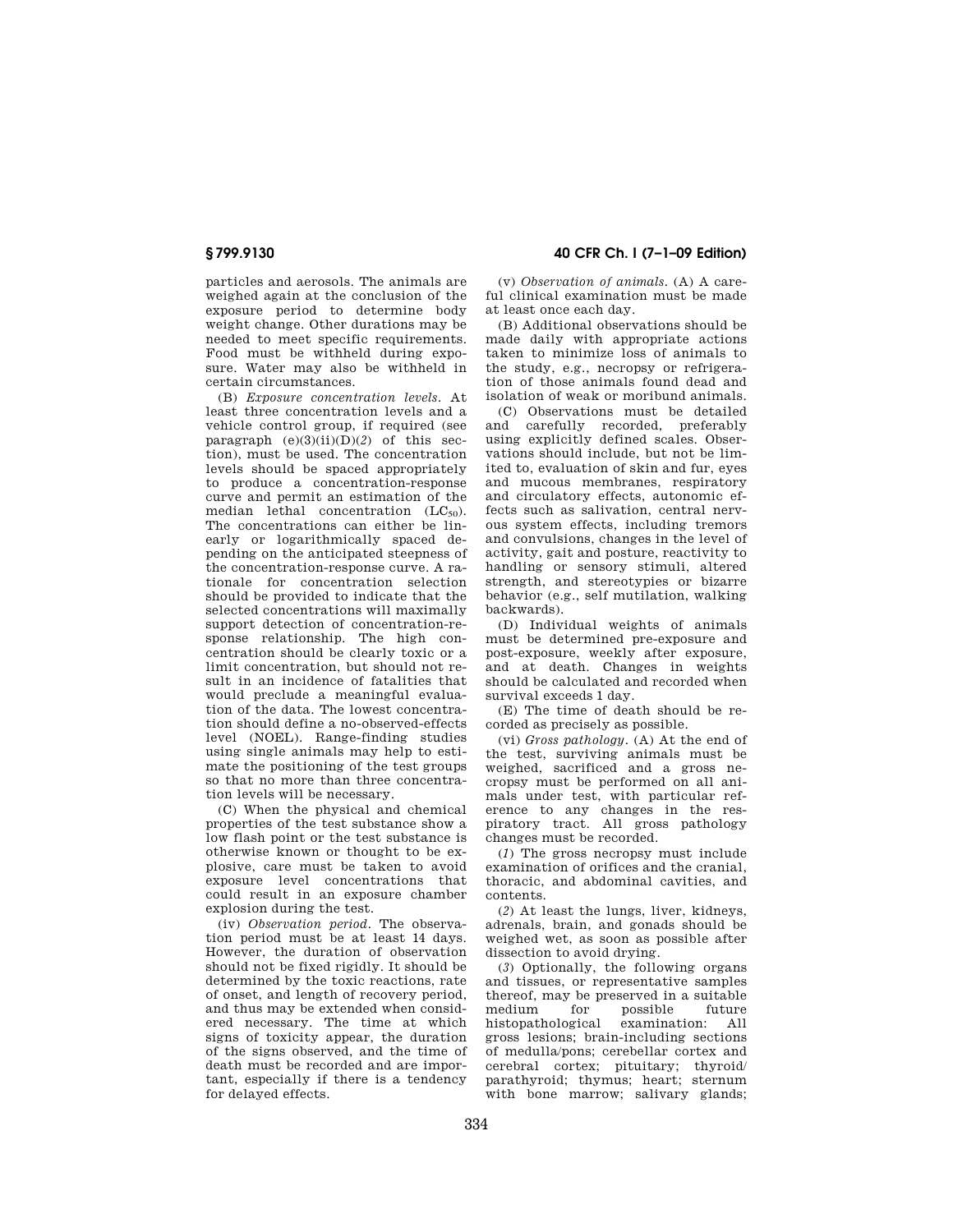particles and aerosols. The animals are weighed again at the conclusion of the exposure period to determine body weight change. Other durations may be needed to meet specific requirements. Food must be withheld during exposure. Water may also be withheld in certain circumstances.

(B) *Exposure concentration levels.* At least three concentration levels and a vehicle control group, if required (see paragraph (e)(3)(ii)(D)(*2*) of this section), must be used. The concentration levels should be spaced appropriately to produce a concentration-response curve and permit an estimation of the median lethal concentration ($LC_{50}$). The concentrations can either be linearly or logarithmically spaced depending on the anticipated steepness of the concentration-response curve. A rationale for concentration selection should be provided to indicate that the selected concentrations will maximally support detection of concentration-response relationship. The high concentration should be clearly toxic or a limit concentration, but should not result in an incidence of fatalities that would preclude a meaningful evaluation of the data. The lowest concentration should define a no-observed-effects level (NOEL). Range-finding studies using single animals may help to estimate the positioning of the test groups so that no more than three concentration levels will be necessary.

(C) When the physical and chemical properties of the test substance show a low flash point or the test substance is otherwise known or thought to be explosive, care must be taken to avoid exposure level concentrations that could result in an exposure chamber explosion during the test.

(iv) *Observation period.* The observation period must be at least 14 days. However, the duration of observation should not be fixed rigidly. It should be determined by the toxic reactions, rate of onset, and length of recovery period, and thus may be extended when considered necessary. The time at which signs of toxicity appear, the duration of the signs observed, and the time of death must be recorded and are important, especially if there is a tendency for delayed effects.

(v) *Observation of animals.* (A) A careful clinical examination must be made at least once each day.

(B) Additional observations should be made daily with appropriate actions taken to minimize loss of animals to the study, e.g., necropsy or refrigeration of those animals found dead and isolation of weak or moribund animals.

(C) Observations must be detailed and carefully recorded, preferably using explicitly defined scales. Observations should include, but not be limited to, evaluation of skin and fur, eyes and mucous membranes, respiratory and circulatory effects, autonomic effects such as salivation, central nervous system effects, including tremors and convulsions, changes in the level of activity, gait and posture, reactivity to handling or sensory stimuli, altered strength, and stereotypies or bizarre behavior (e.g., self mutilation, walking backwards).

(D) Individual weights of animals must be determined pre-exposure and post-exposure, weekly after exposure, and at death. Changes in weights should be calculated and recorded when survival exceeds 1 day.

(E) The time of death should be recorded as precisely as possible.

(vi) *Gross pathology.* (A) At the end of the test, surviving animals must be weighed, sacrificed and a gross necropsy must be performed on all animals under test, with particular reference to any changes in the respiratory tract. All gross pathology changes must be recorded.

(*1*) The gross necropsy must include examination of orifices and the cranial, thoracic, and abdominal cavities, and contents.

(*2*) At least the lungs, liver, kidneys, adrenals, brain, and gonads should be weighed wet, as soon as possible after dissection to avoid drying.

(*3*) Optionally, the following organs and tissues, or representative samples thereof, may be preserved in a suitable medium for possible future histopathological examination: All gross lesions; brain-including sections of medulla/pons; cerebellar cortex and cerebral cortex; pituitary; thyroid/parathyroid; thymus; heart; sternum with bone marrow; salivary glands;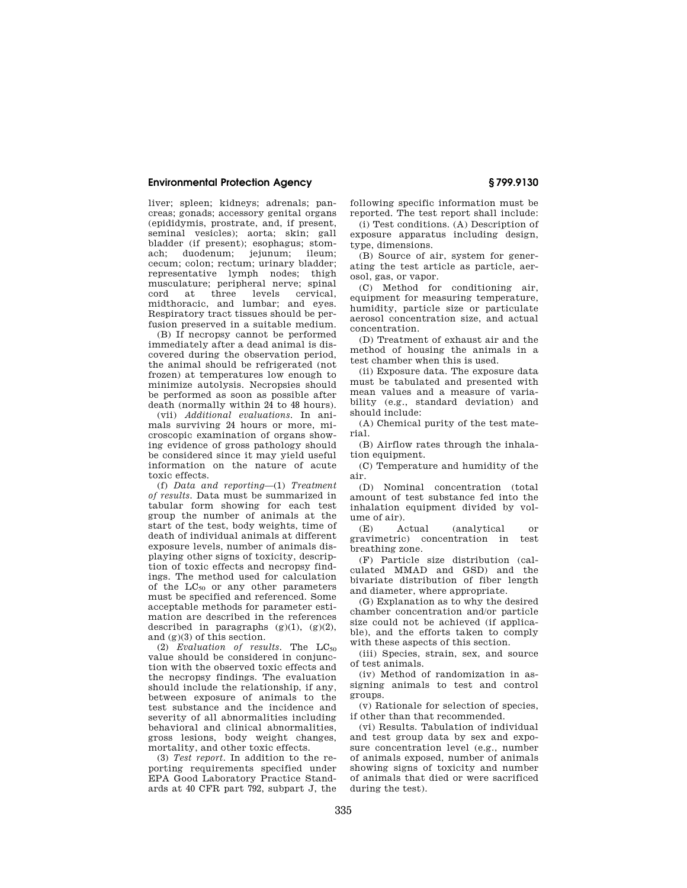liver; spleen; kidneys; adrenals; pancreas; gonads; accessory genital organs (epididymis, prostrate, and, if present, seminal vesicles); aorta; skin; gall bladder (if present); esophagus; stomach; duodenum; jejunum; ileum; cecum; colon; rectum; urinary bladder; representative lymph nodes; thigh musculature; peripheral nerve; spinal cord at three levels cervical, midthoracic, and lumbar; and eyes. Respiratory tract tissues should be perfusion preserved in a suitable medium.

(B) If necropsy cannot be performed immediately after a dead animal is discovered during the observation period, the animal should be refrigerated (not frozen) at temperatures low enough to minimize autolysis. Necropsies should be performed as soon as possible after death (normally within 24 to 48 hours).

(vii) *Additional evaluations.* In animals surviving 24 hours or more, microscopic examination of organs showing evidence of gross pathology should be considered since it may yield useful information on the nature of acute toxic effects.

(f) *Data and reporting*—(1) *Treatment of results.* Data must be summarized in tabular form showing for each test group the number of animals at the start of the test, body weights, time of death of individual animals at different exposure levels, number of animals displaying other signs of toxicity, description of toxic effects and necropsy findings. The method used for calculation of the $LC_{50}$ or any other parameters must be specified and referenced. Some acceptable methods for parameter estimation are described in the references described in paragraphs (g)(1), (g)(2), and (g)(3) of this section.

(2) *Evaluation of results.* The $LC_{50}$ value should be considered in conjunction with the observed toxic effects and the necropsy findings. The evaluation should include the relationship, if any, between exposure of animals to the test substance and the incidence and severity of all abnormalities including behavioral and clinical abnormalities, gross lesions, body weight changes, mortality, and other toxic effects.

(3) *Test report.* In addition to the reporting requirements specified under EPA Good Laboratory Practice Standards at 40 CFR part 792, subpart J, the following specific information must be reported. The test report shall include:

(i) Test conditions. (A) Description of exposure apparatus including design, type, dimensions.

(B) Source of air, system for generating the test article as particle, aerosol, gas, or vapor.

(C) Method for conditioning air, equipment for measuring temperature, humidity, particle size or particulate aerosol concentration size, and actual concentration.

(D) Treatment of exhaust air and the method of housing the animals in a test chamber when this is used.

(ii) Exposure data. The exposure data must be tabulated and presented with mean values and a measure of variability (e.g., standard deviation) and should include:

(A) Chemical purity of the test material.

(B) Airflow rates through the inhalation equipment.

(C) Temperature and humidity of the air.

(D) Nominal concentration (total amount of test substance fed into the inhalation equipment divided by volume of air).

(E) Actual (analytical or gravimetric) concentration in test breathing zone.

(F) Particle size distribution (calculated MMAD and GSD) and the bivariate distribution of fiber length and diameter, where appropriate.

(G) Explanation as to why the desired chamber concentration and/or particle size could not be achieved (if applicable), and the efforts taken to comply with these aspects of this section.

(iii) Species, strain, sex, and source of test animals.

(iv) Method of randomization in assigning animals to test and control groups.

(v) Rationale for selection of species, if other than that recommended.

(vi) Results. Tabulation of individual and test group data by sex and exposure concentration level (e.g., number of animals exposed, number of animals showing signs of toxicity and number of animals that died or were sacrificed during the test).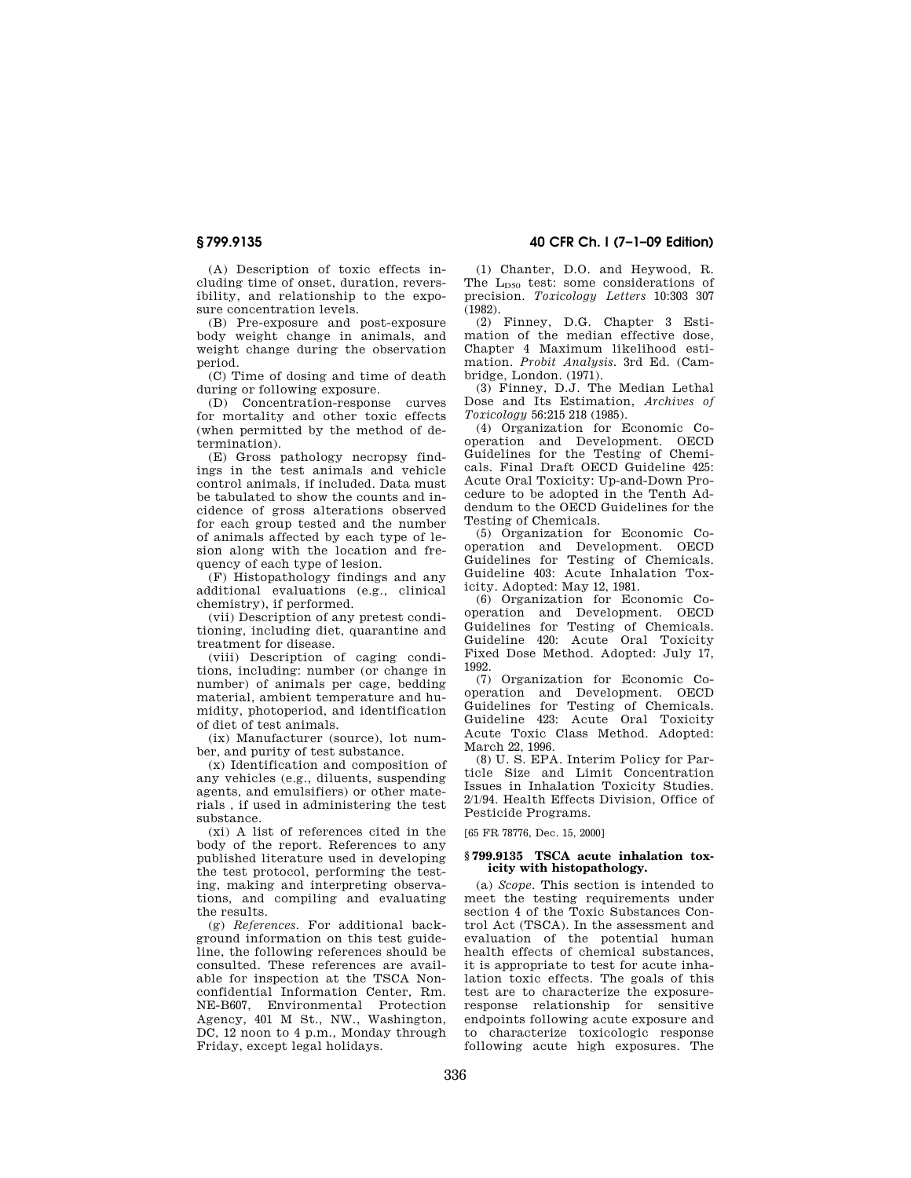(A) Description of toxic effects including time of onset, duration, reversibility, and relationship to the exposure concentration levels.

(B) Pre-exposure and post-exposure body weight change in animals, and weight change during the observation period.

(C) Time of dosing and time of death during or following exposure.

(D) Concentration-response curves for mortality and other toxic effects (when permitted by the method of determination).

(E) Gross pathology necropsy findings in the test animals and vehicle control animals, if included. Data must be tabulated to show the counts and incidence of gross alterations observed for each group tested and the number of animals affected by each type of lesion along with the location and frequency of each type of lesion.

(F) Histopathology findings and any additional evaluations (e.g., clinical chemistry), if performed.

(vii) Description of any pretest conditioning, including diet, quarantine and treatment for disease.

(viii) Description of caging conditions, including: number (or change in number) of animals per cage, bedding material, ambient temperature and humidity, photoperiod, and identification of diet of test animals.

(ix) Manufacturer (source), lot number, and purity of test substance.

(x) Identification and composition of any vehicles (e.g., diluents, suspending agents, and emulsifiers) or other materials , if used in administering the test substance.

(xi) A list of references cited in the body of the report. References to any published literature used in developing the test protocol, performing the testing, making and interpreting observations, and compiling and evaluating the results.

(g) *References.* For additional background information on this test guideline, the following references should be consulted. These references are available for inspection at the TSCA Nonconfidential Information Center, Rm. NE-B607, Environmental Protection Agency, 401 M St., NW., Washington, DC, 12 noon to 4 p.m., Monday through Friday, except legal holidays.

(1) Chanter, D.O. and Heywood, R. The $L_{D50}$ test: some considerations of precision. *Toxicology Letters* 10:303 307 (1982).

(2) Finney, D.G. Chapter 3 Estimation of the median effective dose, Chapter 4 Maximum likelihood estimation. *Probit Analysis.* 3rd Ed. (Cambridge, London. (1971).

(3) Finney, D.J. The Median Lethal Dose and Its Estimation, *Archives of Toxicology* 56:215 218 (1985).

(4) Organization for Economic Cooperation and Development. OECD Guidelines for the Testing of Chemicals. Final Draft OECD Guideline 425: Acute Oral Toxicity: Up-and-Down Procedure to be adopted in the Tenth Addendum to the OECD Guidelines for the Testing of Chemicals.

(5) Organization for Economic Cooperation and Development. OECD Guidelines for Testing of Chemicals. Guideline 403: Acute Inhalation Toxicity. Adopted: May 12, 1981.

(6) Organization for Economic Cooperation and Development. OECD Guidelines for Testing of Chemicals. Guideline 420: Acute Oral Toxicity Fixed Dose Method. Adopted: July 17, 1992.

(7) Organization for Economic Cooperation and Development. OECD Guidelines for Testing of Chemicals. Guideline 423: Acute Oral Toxicity Acute Toxic Class Method. Adopted: March 22, 1996.

(8) U. S. EPA. Interim Policy for Particle Size and Limit Concentration Issues in Inhalation Toxicity Studies. 2/1/94. Health Effects Division, Office of Pesticide Programs.

[65 FR 78776, Dec. 15, 2000]

### § 799.9135 TSCA acute inhalation toxicity with histopathology.

(a) *Scope.* This section is intended to meet the testing requirements under section 4 of the Toxic Substances Control Act (TSCA). In the assessment and evaluation of the potential human health effects of chemical substances, it is appropriate to test for acute inhalation toxic effects. The goals of this test are to characterize the exposure-response relationship for sensitive endpoints following acute exposure and to characterize toxicologic response following acute high exposures. The